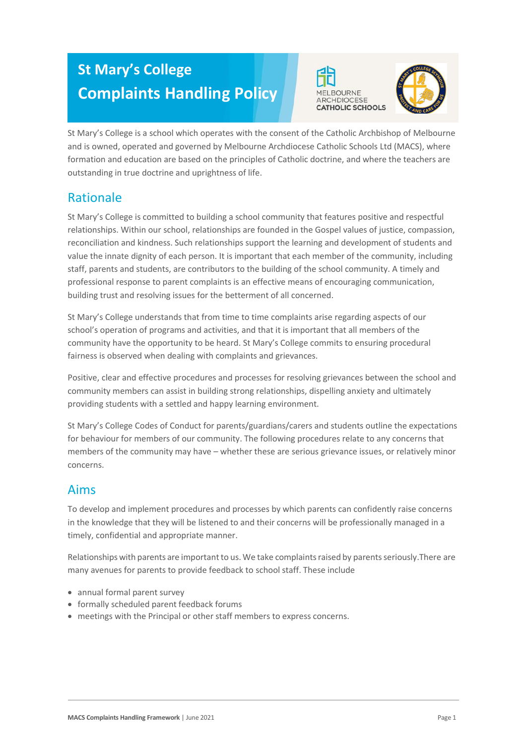# St Mary's College Complaints Handling Policy

St Mary's College is a school which operates with the consent of the Catholic Archbishop of Melbourne and is owned, operated and governed by Melbourne Archdiocese Catholic Schools Ltd (MACS), where formation and education are based on the principles of Catholic doctrine, and where the teachers are outstanding in true doctrine and uprightness of life.

## Rationale

St Mary's College is committed to building a school community that features positive and respectful relationships. Within our school, relationships are founded in the Gospel values of justice, compassion, reconciliation and kindness. Such relationships support the learning and development of students and value the innate dignity of each person. It is important that each member of the community, including staff, parents and students, are contributors to the building of the school community. A timely and professional response to parent complaints is an effective means of encouraging communication, building trust and resolving issues for the betterment of all concerned.

St Mary's College understands that from time to time complaints arise regarding aspects of our school's operation of programs and activities, and that it is important that all members of the community have the opportunity to be heard. St Mary's College commits to ensuring procedural fairness is observed when dealing with complaints and grievances.

Positive, clear and effective procedures and processes for resolving grievances between the school and community members can assist in building strong relationships, dispelling anxiety and ultimately providing students with a settled and happy learning environment.

St Mary's College Codes of Conduct for parents/guardians/carers and students outline the expectations for behaviour for members of our community. The following procedures relate to any concerns that members of the community may have – whether these are serious grievance issues, or relatively minor concerns.

## Aims

To develop and implement procedures and processes by which parents can confidently raise concerns in the knowledge that they will be listened to and their concerns will be professionally managed in a timely, confidential and appropriate manner.

Relationships with parents are important to us. We take complaints raised by parents seriously.There are many avenues for parents to provide feedback to school staff. These include

- annual formal parent survey
- formally scheduled parent feedback forums
- meetings with the Principal or other staff members to express concerns.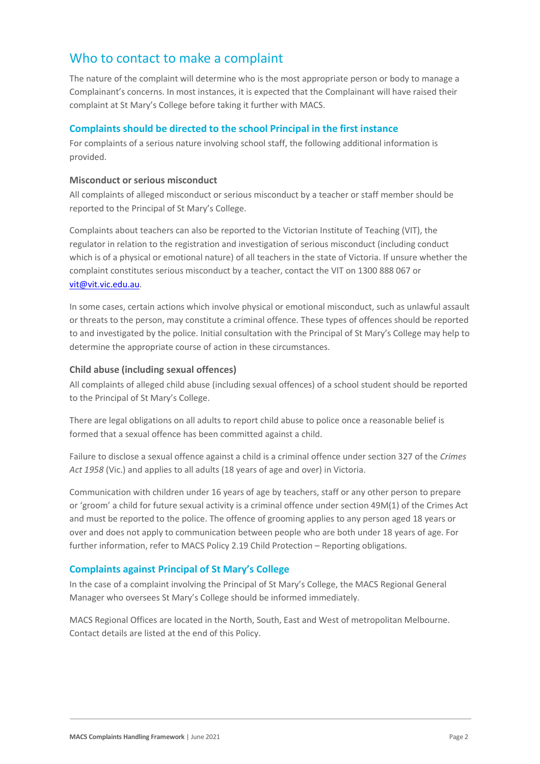## Who to contact to make a complaint

The nature of the complaint will determine who is the most appropriate person or body to manage a Complainant's concerns. In most instances, it is expected that the Complainant will have raised their complaint at St Mary's College before taking it further with MACS.

### Complaints should be directed to the school Principal in the first instance

For complaints of a serious nature involving school staff, the following additional information is provided.

#### Misconduct or serious misconduct

All complaints of alleged misconduct or serious misconduct by a teacher or staff member should be reported to the Principal of St Mary's College.

Complaints about teachers can also be reported to the Victorian Institute of Teaching (VIT), the regulator in relation to the registration and investigation of serious misconduct (including conduct which is of a physical or emotional nature) of all teachers in the state of Victoria. If unsure whether the complaint constitutes serious misconduct by a teacher, contact the VIT on 1300 888 067 or vit@vit.vic.edu.au.

In some cases, certain actions which involve physical or emotional misconduct, such as unlawful assault or threats to the person, may constitute a criminal offence. These types of offences should be reported to and investigated by the police. Initial consultation with the Principal of St Mary's College may help to determine the appropriate course of action in these circumstances.

#### Child abuse (including sexual offences)

All complaints of alleged child abuse (including sexual offences) of a school student should be reported to the Principal of St Mary's College.

There are legal obligations on all adults to report child abuse to police once a reasonable belief is formed that a sexual offence has been committed against a child.

Failure to disclose a sexual offence against a child is a criminal offence under section 327 of the *Crimes Act 1958* (Vic.) and applies to all adults (18 years of age and over) in Victoria.

Communication with children under 16 years of age by teachers, staff or any other person to prepare or 'groom' a child for future sexual activity is a criminal offence under section 49M(1) of the Crimes Act and must be reported to the police. The offence of grooming applies to any person aged 18 years or over and does not apply to communication between people who are both under 18 years of age. For further information, refer to MACS Policy 2.19 Child Protection – Reporting obligations.

### Complaints against Principal of St Mary's College

In the case of a complaint involving the Principal of St Mary's College, the MACS Regional General Manager who oversees St Mary's College should be informed immediately.

MACS Regional Offices are located in the North, South, East and West of metropolitan Melbourne. Contact details are listed at the end of this Policy.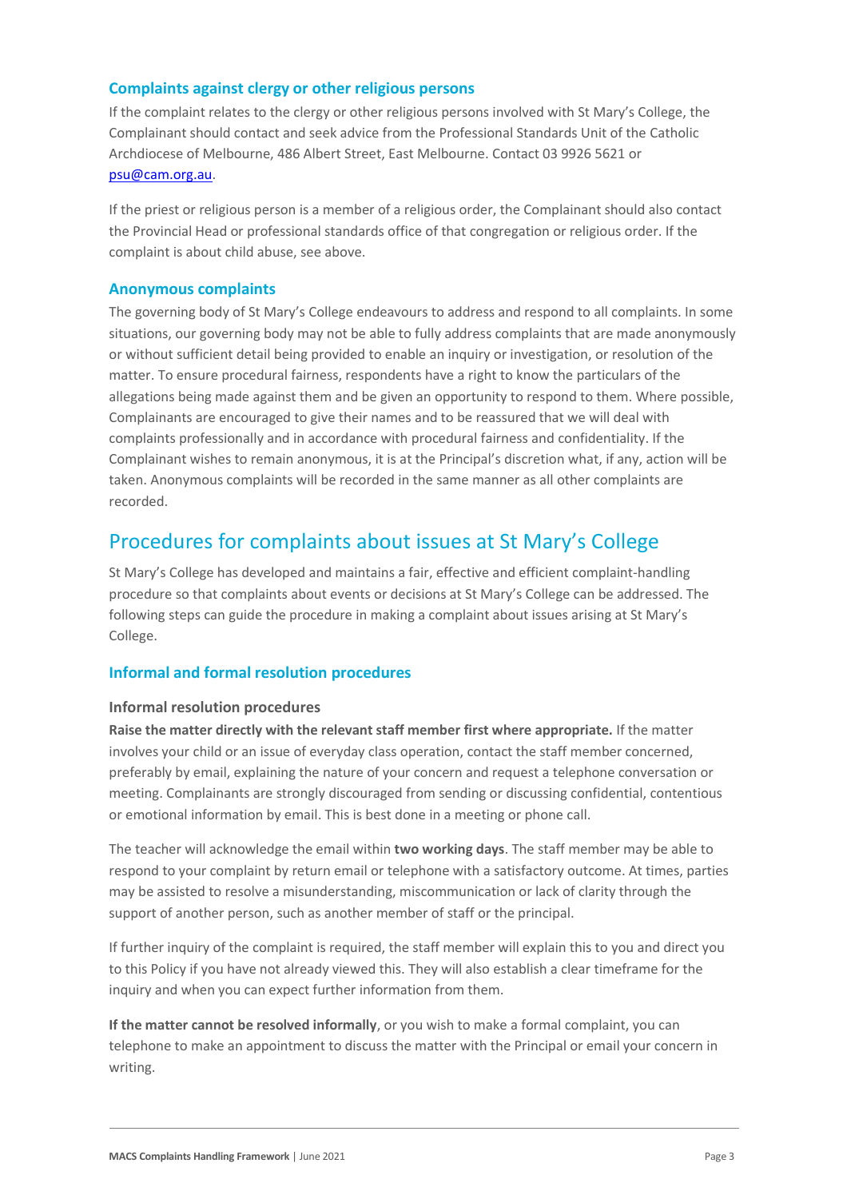### Complaints against clergy or other religious persons

If the complaint relates to the clergy or other religious persons involved with St Mary's College, the Complainant should contact and seek advice from the Professional Standards Unit of the Catholic Archdiocese of Melbourne, 486 Albert Street, East Melbourne. Contact 03 9926 5621 or psu@cam.org.au.

If the priest or religious person is a member of a religious order, the Complainant should also contact the Provincial Head or professional standards office of that congregation or religious order. If the complaint is about child abuse, see above.

### Anonymous complaints

The governing body of St Mary's College endeavours to address and respond to all complaints. In some situations, our governing body may not be able to fully address complaints that are made anonymously or without sufficient detail being provided to enable an inquiry or investigation, or resolution of the matter. To ensure procedural fairness, respondents have a right to know the particulars of the allegations being made against them and be given an opportunity to respond to them. Where possible, Complainants are encouraged to give their names and to be reassured that we will deal with complaints professionally and in accordance with procedural fairness and confidentiality. If the Complainant wishes to remain anonymous, it is at the Principal's discretion what, if any, action will be taken. Anonymous complaints will be recorded in the same manner as all other complaints are recorded.

## Procedures for complaints about issues at St Mary's College

St Mary's College has developed and maintains a fair, effective and efficient complaint-handling procedure so that complaints about events or decisions at St Mary's College can be addressed. The following steps can guide the procedure in making a complaint about issues arising at St Mary's College.

### Informal and formal resolution procedures

#### Informal resolution procedures

**Raise the matter directly with the relevant staff member first where appropriate.** If the matter involves your child or an issue of everyday class operation, contact the staff member concerned, preferably by email, explaining the nature of your concern and request a telephone conversation or meeting. Complainants are strongly discouraged from sending or discussing confidential, contentious or emotional information by email. This is best done in a meeting or phone call.

The teacher will acknowledge the email within **two working days**. The staff member may be able to respond to your complaint by return email or telephone with a satisfactory outcome. At times, parties may be assisted to resolve a misunderstanding, miscommunication or lack of clarity through the support of another person, such as another member of staff or the principal.

If further inquiry of the complaint is required, the staff member will explain this to you and direct you to this Policy if you have not already viewed this. They will also establish a clear timeframe for the inquiry and when you can expect further information from them.

**If the matter cannot be resolved informally**, or you wish to make a formal complaint, you can telephone to make an appointment to discuss the matter with the Principal or email your concern in writing.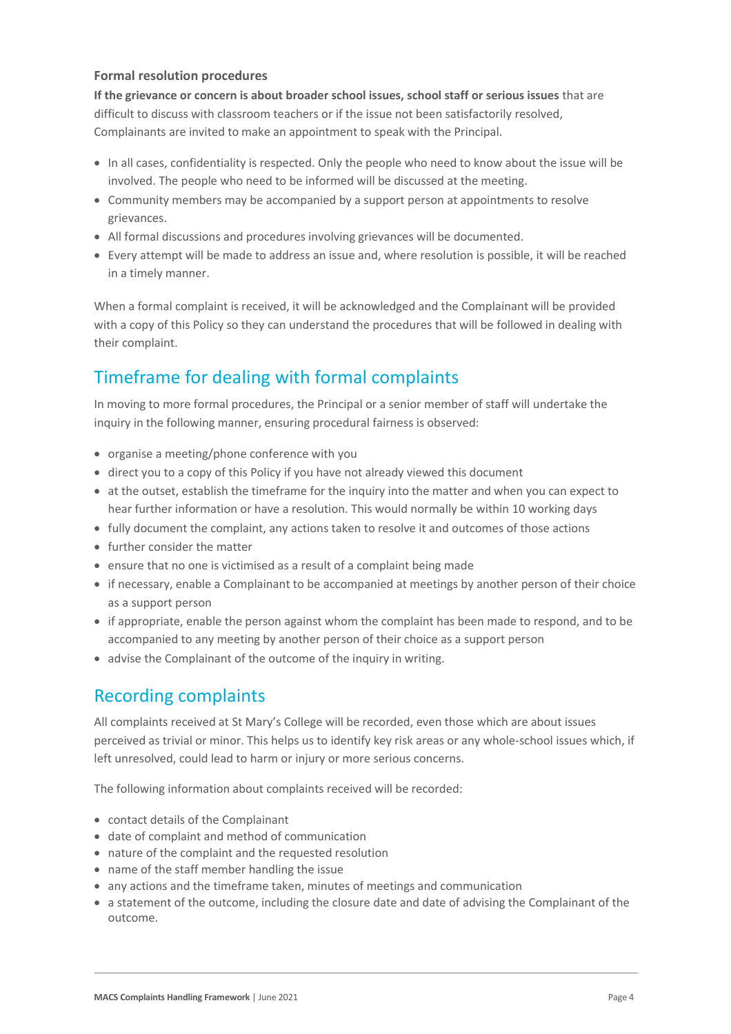**Formal resolution procedures**

**If the grievance or concern is about broader school issues, school staff or serious issues** that are difficult to discuss with classroom teachers or if the issue not been satisfactorily resolved, Complainants are invited to make an appointment to speak with the Principal.

- In all cases, confidentiality is respected. Only the people who need to know about the issue will be involved. The people who need to be informed will be discussed at the meeting.
- Community members may be accompanied by a support person at appointments to resolve grievances.
- All formal discussions and procedures involving grievances will be documented.
- Every attempt will be made to address an issue and, where resolution is possible, it will be reached in a timely manner.

When a formal complaint is received, it will be acknowledged and the Complainant will be provided with a copy of this Policy so they can understand the procedures that will be followed in dealing with their complaint.

## Timeframe for dealing with formal complaints

In moving to more formal procedures, the Principal or a senior member of staff will undertake the inquiry in the following manner, ensuring procedural fairness is observed:

- organise a meeting/phone conference with you
- direct you to a copy of this Policy if you have not already viewed this document
- at the outset, establish the timeframe for the inquiry into the matter and when you can expect to hear further information or have a resolution. This would normally be within 10 working days
- fully document the complaint, any actions taken to resolve it and outcomes of those actions
- further consider the matter
- ensure that no one is victimised as a result of a complaint being made
- if necessary, enable a Complainant to be accompanied at meetings by another person of their choice as a support person
- if appropriate, enable the person against whom the complaint has been made to respond, and to be accompanied to any meeting by another person of their choice as a support person
- advise the Complainant of the outcome of the inquiry in writing.

## Recording complaints

All complaints received at St Mary's College will be recorded, even those which are about issues perceived as trivial or minor. This helps us to identify key risk areas or any whole-school issues which, if left unresolved, could lead to harm or injury or more serious concerns.

The following information about complaints received will be recorded:

- contact details of the Complainant
- date of complaint and method of communication
- nature of the complaint and the requested resolution
- name of the staff member handling the issue
- any actions and the timeframe taken, minutes of meetings and communication
- a statement of the outcome, including the closure date and date of advising the Complainant of the outcome.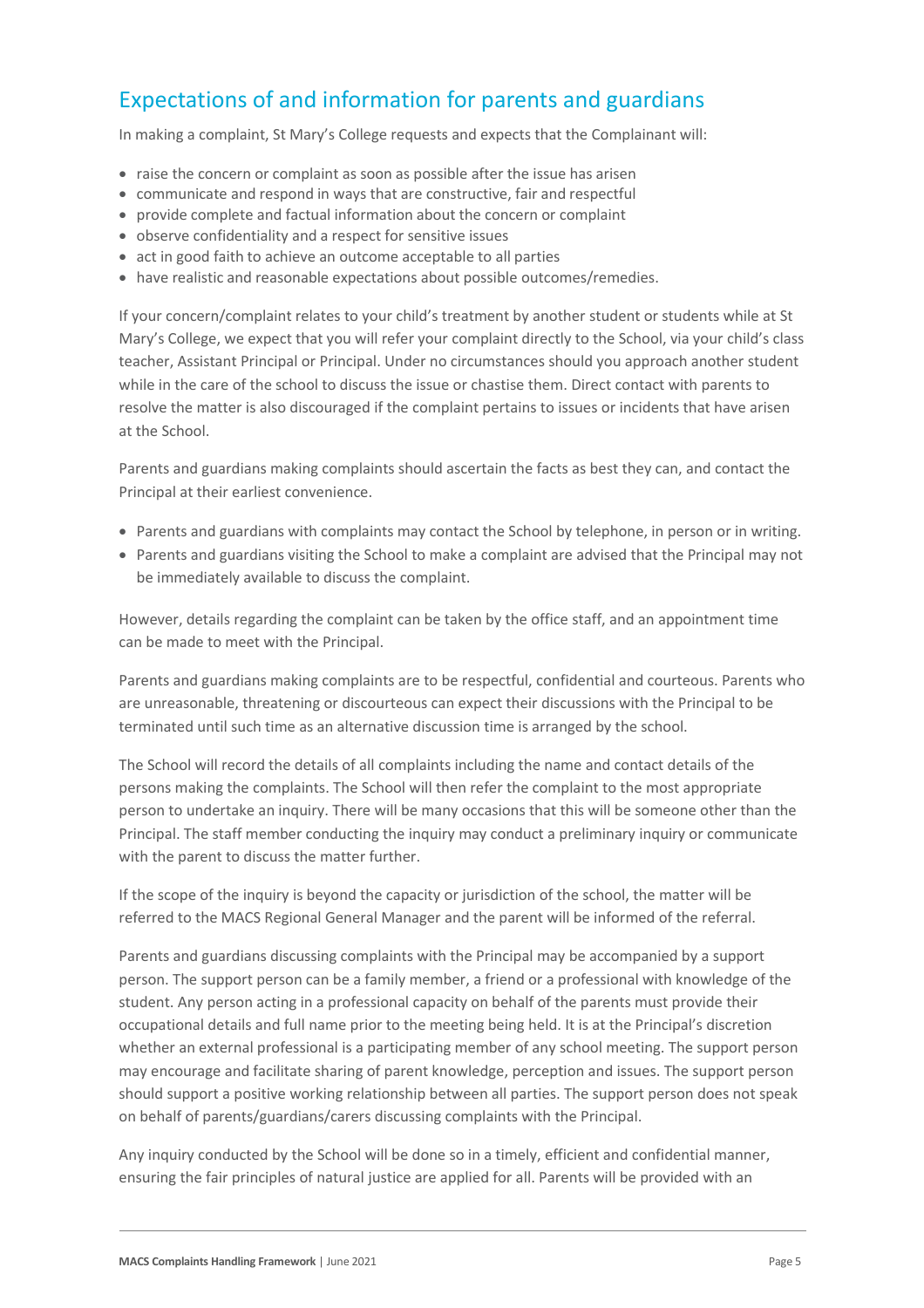## Expectations of and information for parents and guardians

In making a complaint, St Mary's College requests and expects that the Complainant will:

- raise the concern or complaint as soon as possible after the issue has arisen
- communicate and respond in ways that are constructive, fair and respectful
- provide complete and factual information about the concern or complaint
- observe confidentiality and a respect for sensitive issues
- act in good faith to achieve an outcome acceptable to all parties
- have realistic and reasonable expectations about possible outcomes/remedies.

If your concern/complaint relates to your child's treatment by another student or students while at St Mary's College, we expect that you will refer your complaint directly to the School, via your child's class teacher, Assistant Principal or Principal. Under no circumstances should you approach another student while in the care of the school to discuss the issue or chastise them. Direct contact with parents to resolve the matter is also discouraged if the complaint pertains to issues or incidents that have arisen at the School.

Parents and guardians making complaints should ascertain the facts as best they can, and contact the Principal at their earliest convenience.

- Parents and guardians with complaints may contact the School by telephone, in person or in writing.
- Parents and guardians visiting the School to make a complaint are advised that the Principal may not be immediately available to discuss the complaint.

However, details regarding the complaint can be taken by the office staff, and an appointment time can be made to meet with the Principal.

Parents and guardians making complaints are to be respectful, confidential and courteous. Parents who are unreasonable, threatening or discourteous can expect their discussions with the Principal to be terminated until such time as an alternative discussion time is arranged by the school.

The School will record the details of all complaints including the name and contact details of the persons making the complaints. The School will then refer the complaint to the most appropriate person to undertake an inquiry. There will be many occasions that this will be someone other than the Principal. The staff member conducting the inquiry may conduct a preliminary inquiry or communicate with the parent to discuss the matter further.

If the scope of the inquiry is beyond the capacity or jurisdiction of the school, the matter will be referred to the MACS Regional General Manager and the parent will be informed of the referral.

Parents and guardians discussing complaints with the Principal may be accompanied by a support person. The support person can be a family member, a friend or a professional with knowledge of the student. Any person acting in a professional capacity on behalf of the parents must provide their occupational details and full name prior to the meeting being held. It is at the Principal's discretion whether an external professional is a participating member of any school meeting. The support person may encourage and facilitate sharing of parent knowledge, perception and issues. The support person should support a positive working relationship between all parties. The support person does not speak on behalf of parents/guardians/carers discussing complaints with the Principal.

Any inquiry conducted by the School will be done so in a timely, efficient and confidential manner, ensuring the fair principles of natural justice are applied for all. Parents will be provided with an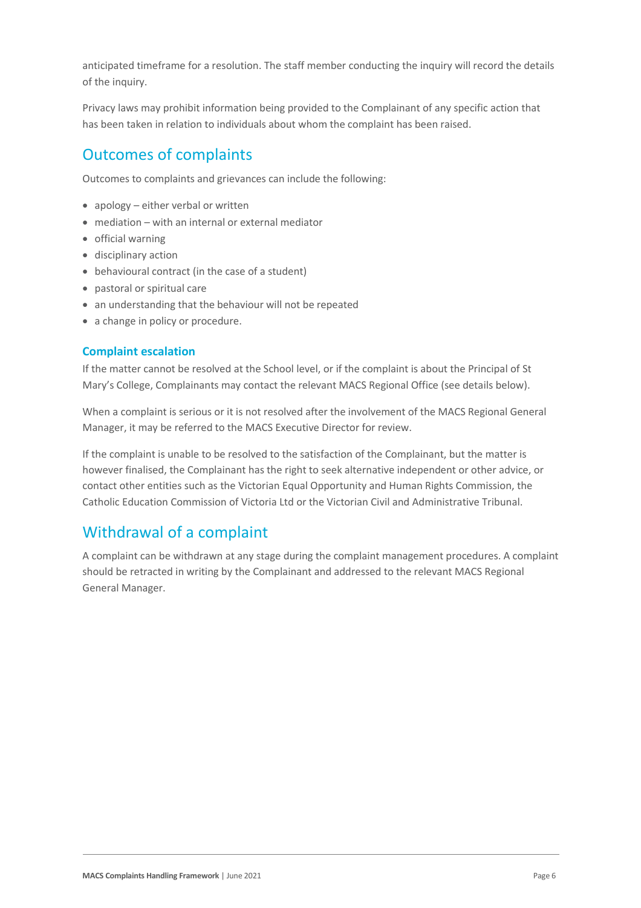anticipated timeframe for a resolution. The staff member conducting the inquiry will record the details of the inquiry.

Privacy laws may prohibit information being provided to the Complainant of any specific action that has been taken in relation to individuals about whom the complaint has been raised.

## Outcomes of complaints

Outcomes to complaints and grievances can include the following:

- apology – either verbal or written
- mediation – with an internal or external mediator
- official warning
- disciplinary action
- behavioural contract (in the case of a student)
- pastoral or spiritual care
- an understanding that the behaviour will not be repeated
- a change in policy or procedure.

### Complaint escalation

If the matter cannot be resolved at the School level, or if the complaint is about the Principal of St Mary's College, Complainants may contact the relevant MACS Regional Office (see details below).

When a complaint is serious or it is not resolved after the involvement of the MACS Regional General Manager, it may be referred to the MACS Executive Director for review.

If the complaint is unable to be resolved to the satisfaction of the Complainant, but the matter is however finalised, the Complainant has the right to seek alternative independent or other advice, or contact other entities such as the Victorian Equal Opportunity and Human Rights Commission, the Catholic Education Commission of Victoria Ltd or the Victorian Civil and Administrative Tribunal.

## Withdrawal of a complaint

A complaint can be withdrawn at any stage during the complaint management procedures. A complaint should be retracted in writing by the Complainant and addressed to the relevant MACS Regional General Manager.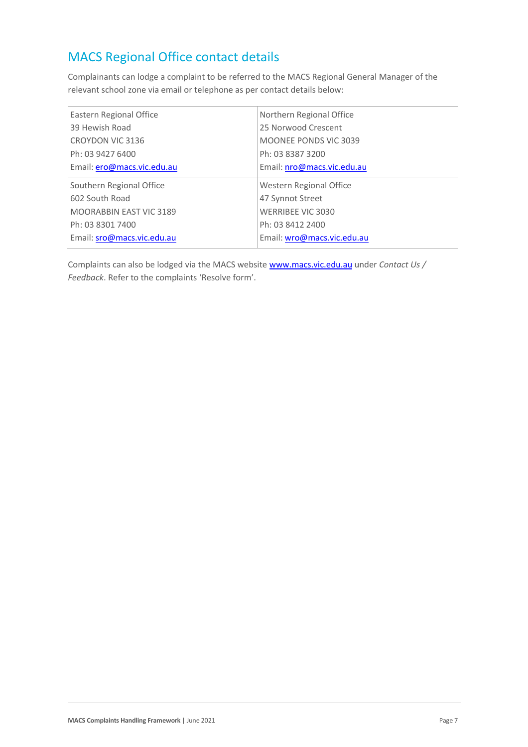## MACS Regional Office contact details

Complainants can lodge a complaint to be referred to the MACS Regional General Manager of the relevant school zone via email or telephone as per contact details below:

| | |
|---|---|
| Eastern Regional Office<br>39 Hewish Road<br>CROYDON VIC 3136<br>Ph: 03 9427 6400<br>Email: ero@macs.vic.edu.au | Northern Regional Office<br>25 Norwood Crescent<br>MOONEE PONDS VIC 3039<br>Ph: 03 8387 3200<br>Email: nro@macs.vic.edu.au |
| Southern Regional Office<br>602 South Road<br>MOORABBIN EAST VIC 3189<br>Ph: 03 8301 7400<br>Email: sro@macs.vic.edu.au | Western Regional Office<br>47 Synnot Street<br>WERRIBEE VIC 3030<br>Ph: 03 8412 2400<br>Email: wro@macs.vic.edu.au |

Complaints can also be lodged via the MACS website www.macs.vic.edu.au under *Contact Us / Feedback*. Refer to the complaints 'Resolve form'.